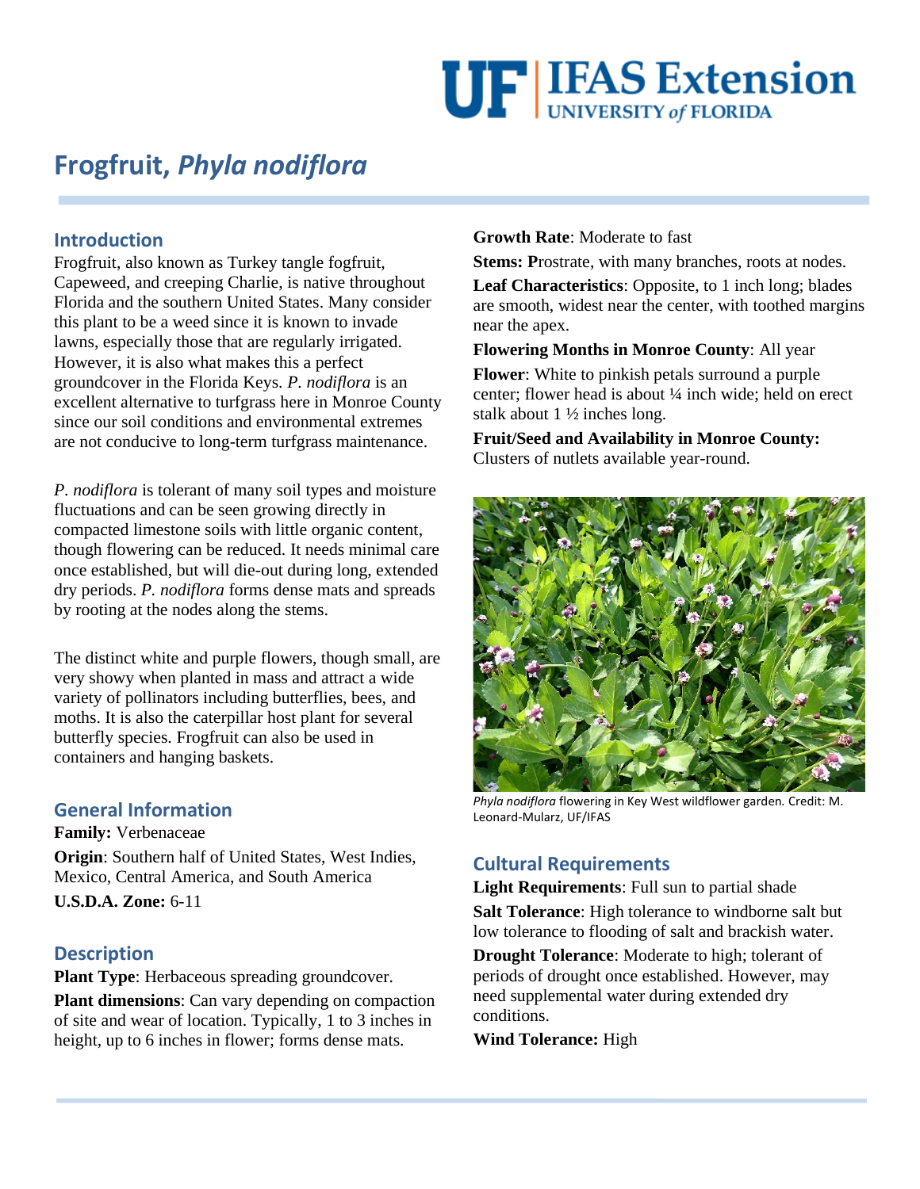# Frogfruit, *Phyla nodiflora*

## Introduction

Frogfruit, also known as Turkey tangle fogfruit, Capeweed, and creeping Charlie, is native throughout Florida and the southern United States. Many consider this plant to be a weed since it is known to invade lawns, especially those that are regularly irrigated. However, it is also what makes this a perfect groundcover in the Florida Keys. *P. nodiflora* is an excellent alternative to turfgrass here in Monroe County since our soil conditions and environmental extremes are not conducive to long-term turfgrass maintenance.

*P. nodiflora* is tolerant of many soil types and moisture fluctuations and can be seen growing directly in compacted limestone soils with little organic content, though flowering can be reduced. It needs minimal care once established, but will die-out during long, extended dry periods. *P. nodiflora* forms dense mats and spreads by rooting at the nodes along the stems.

The distinct white and purple flowers, though small, are very showy when planted in mass and attract a wide variety of pollinators including butterflies, bees, and moths. It is also the caterpillar host plant for several butterfly species. Frogfruit can also be used in containers and hanging baskets.

## General Information

**Family:** Verbenaceae

**Origin**: Southern half of United States, West Indies, Mexico, Central America, and South America

**U.S.D.A. Zone:** 6-11

## Description

**Plant Type**: Herbaceous spreading groundcover.

**Plant dimensions**: Can vary depending on compaction of site and wear of location. Typically, 1 to 3 inches in height, up to 6 inches in flower; forms dense mats.

**Growth Rate**: Moderate to fast

**Stems: P**rostrate, with many branches, roots at nodes.

**Leaf Characteristics**: Opposite, to 1 inch long; blades are smooth, widest near the center, with toothed margins near the apex.

**Flowering Months in Monroe County**: All year

**Flower**: White to pinkish petals surround a purple center; flower head is about ¼ inch wide; held on erect stalk about 1 ½ inches long.

**Fruit/Seed and Availability in Monroe County:** Clusters of nutlets available year-round.

*Phyla nodiflora* flowering in Key West wildflower garden. Credit: M. Leonard-Mularz, UF/IFAS

## Cultural Requirements

**Light Requirements**: Full sun to partial shade

**Salt Tolerance**: High tolerance to windborne salt but low tolerance to flooding of salt and brackish water.

**Drought Tolerance**: Moderate to high; tolerant of periods of drought once established. However, may need supplemental water during extended dry conditions.

**Wind Tolerance:** High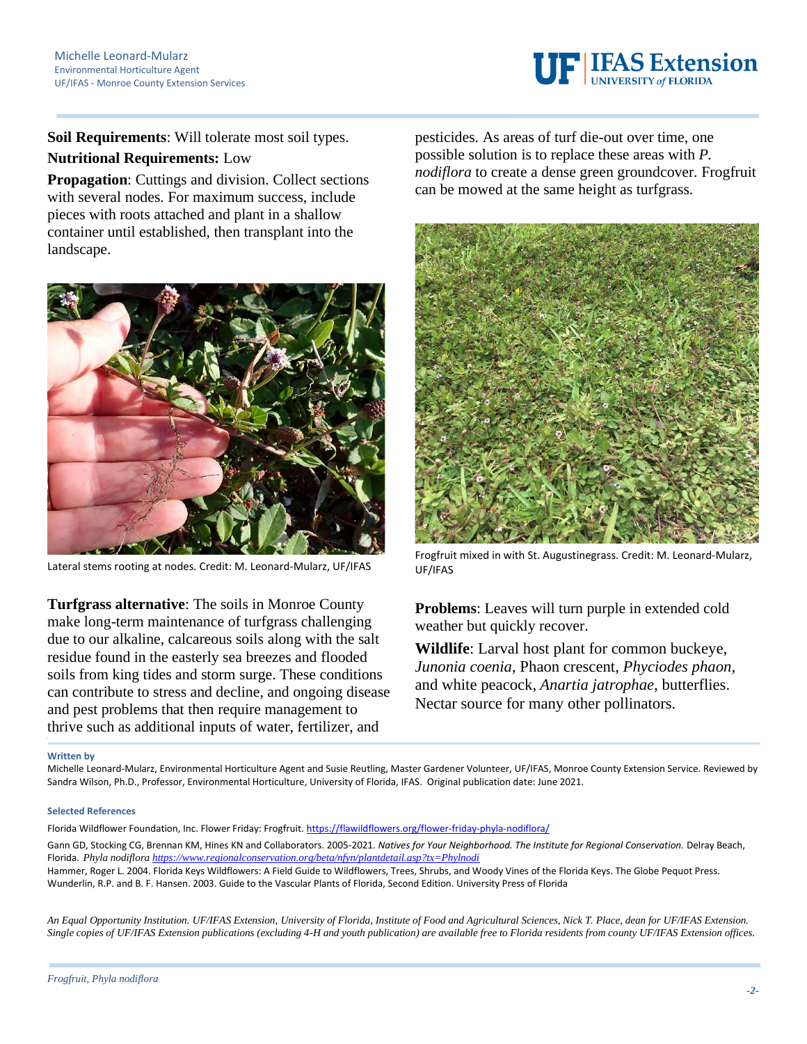**Soil Requirements**: Will tolerate most soil types.

**Nutritional Requirements:** Low

**Propagation**: Cuttings and division. Collect sections with several nodes. For maximum success, include pieces with roots attached and plant in a shallow container until established, then transplant into the landscape.

Lateral stems rooting at nodes. Credit: M. Leonard-Mularz, UF/IFAS

**Turfgrass alternative**: The soils in Monroe County make long-term maintenance of turfgrass challenging due to our alkaline, calcareous soils along with the salt residue found in the easterly sea breezes and flooded soils from king tides and storm surge. These conditions can contribute to stress and decline, and ongoing disease and pest problems that then require management to thrive such as additional inputs of water, fertilizer, and pesticides. As areas of turf die-out over time, one possible solution is to replace these areas with *P. nodiflora* to create a dense green groundcover. Frogfruit can be mowed at the same height as turfgrass.

Frogfruit mixed in with St. Augustinegrass. Credit: M. Leonard-Mularz, UF/IFAS

**Problems**: Leaves will turn purple in extended cold weather but quickly recover.

**Wildlife**: Larval host plant for common buckeye, *Junonia coenia*, Phaon crescent, *Phyciodes phaon*, and white peacock, *Anartia jatrophae*, butterflies. Nectar source for many other pollinators.

#### Written by

Michelle Leonard-Mularz, Environmental Horticulture Agent and Susie Reutling, Master Gardener Volunteer, UF/IFAS, Monroe County Extension Service. Reviewed by Sandra Wilson, Ph.D., Professor, Environmental Horticulture, University of Florida, IFAS. Original publication date: June 2021.

#### Selected References

Florida Wildflower Foundation, Inc. Flower Friday: Frogfruit. https://flawildflowers.org/flower-friday-phyla-nodiflora/

Gann GD, Stocking CG, Brennan KM, Hines KN and Collaborators. 2005-2021. *Natives for Your Neighborhood. The Institute for Regional Conservation.* Delray Beach, Florida. *Phyla nodiflora https://www.regionalconservation.org/beta/nfyn/plantdetail.asp?tx=Phylnodi*

Hammer, Roger L. 2004. Florida Keys Wildflowers: A Field Guide to Wildflowers, Trees, Shrubs, and Woody Vines of the Florida Keys. The Globe Pequot Press.

Wunderlin, R.P. and B. F. Hansen. 2003. Guide to the Vascular Plants of Florida, Second Edition. University Press of Florida

*An Equal Opportunity Institution. UF/IFAS Extension, University of Florida, Institute of Food and Agricultural Sciences, Nick T. Place, dean for UF/IFAS Extension. Single copies of UF/IFAS Extension publications (excluding 4-H and youth publication) are available free to Florida residents from county UF/IFAS Extension offices.*